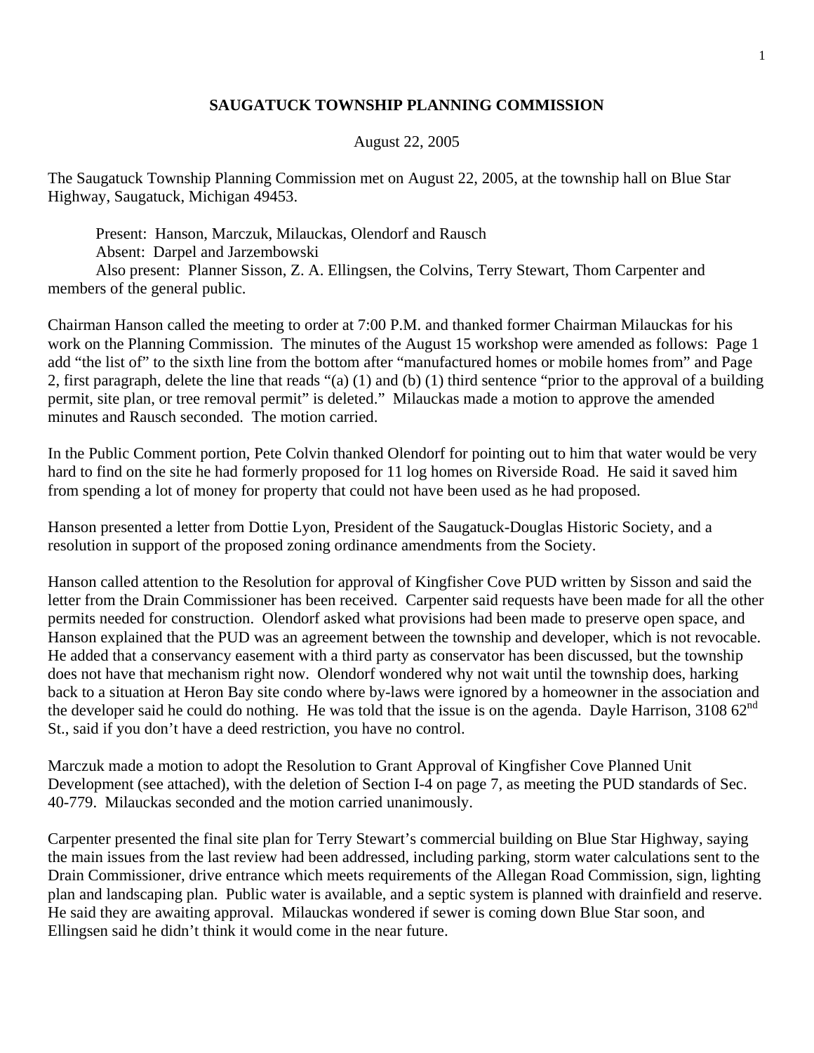**SAUGATUCK TOWNSHIP PLANNING COMMISSION**

August 22, 2005

The Saugatuck Township Planning Commission met on August 22, 2005, at the township hall on Blue Star Highway, Saugatuck, Michigan 49453.

Present: Hanson, Marczuk, Milauckas, Olendorf and Rausch
Absent: Darpel and Jarzembowski
Also present: Planner Sisson, Z. A. Ellingsen, the Colvins, Terry Stewart, Thom Carpenter and members of the general public.

Chairman Hanson called the meeting to order at 7:00 P.M. and thanked former Chairman Milauckas for his work on the Planning Commission. The minutes of the August 15 workshop were amended as follows: Page 1 add "the list of" to the sixth line from the bottom after "manufactured homes or mobile homes from" and Page 2, first paragraph, delete the line that reads "(a) (1) and (b) (1) third sentence "prior to the approval of a building permit, site plan, or tree removal permit" is deleted." Milauckas made a motion to approve the amended minutes and Rausch seconded. The motion carried.

In the Public Comment portion, Pete Colvin thanked Olendorf for pointing out to him that water would be very hard to find on the site he had formerly proposed for 11 log homes on Riverside Road. He said it saved him from spending a lot of money for property that could not have been used as he had proposed.

Hanson presented a letter from Dottie Lyon, President of the Saugatuck-Douglas Historic Society, and a resolution in support of the proposed zoning ordinance amendments from the Society.

Hanson called attention to the Resolution for approval of Kingfisher Cove PUD written by Sisson and said the letter from the Drain Commissioner has been received. Carpenter said requests have been made for all the other permits needed for construction. Olendorf asked what provisions had been made to preserve open space, and Hanson explained that the PUD was an agreement between the township and developer, which is not revocable. He added that a conservancy easement with a third party as conservator has been discussed, but the township does not have that mechanism right now. Olendorf wondered why not wait until the township does, harking back to a situation at Heron Bay site condo where by-laws were ignored by a homeowner in the association and the developer said he could do nothing. He was told that the issue is on the agenda. Dayle Harrison, 3108 62nd St., said if you don't have a deed restriction, you have no control.

Marczuk made a motion to adopt the Resolution to Grant Approval of Kingfisher Cove Planned Unit Development (see attached), with the deletion of Section I-4 on page 7, as meeting the PUD standards of Sec. 40-779. Milauckas seconded and the motion carried unanimously.

Carpenter presented the final site plan for Terry Stewart's commercial building on Blue Star Highway, saying the main issues from the last review had been addressed, including parking, storm water calculations sent to the Drain Commissioner, drive entrance which meets requirements of the Allegan Road Commission, sign, lighting plan and landscaping plan. Public water is available, and a septic system is planned with drainfield and reserve. He said they are awaiting approval. Milauckas wondered if sewer is coming down Blue Star soon, and Ellingsen said he didn't think it would come in the near future.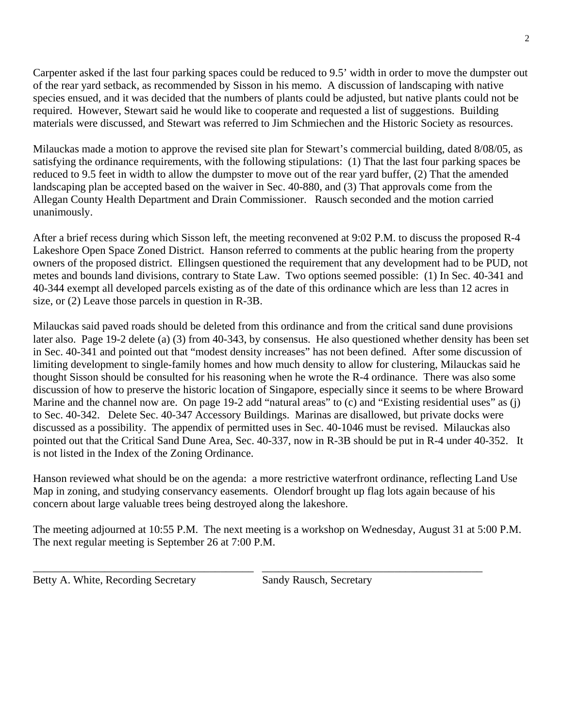Carpenter asked if the last four parking spaces could be reduced to 9.5' width in order to move the dumpster out of the rear yard setback, as recommended by Sisson in his memo. A discussion of landscaping with native species ensued, and it was decided that the numbers of plants could be adjusted, but native plants could not be required. However, Stewart said he would like to cooperate and requested a list of suggestions. Building materials were discussed, and Stewart was referred to Jim Schmiechen and the Historic Society as resources.

Milauckas made a motion to approve the revised site plan for Stewart's commercial building, dated 8/08/05, as satisfying the ordinance requirements, with the following stipulations: (1) That the last four parking spaces be reduced to 9.5 feet in width to allow the dumpster to move out of the rear yard buffer, (2) That the amended landscaping plan be accepted based on the waiver in Sec. 40-880, and (3) That approvals come from the Allegan County Health Department and Drain Commissioner. Rausch seconded and the motion carried unanimously.

After a brief recess during which Sisson left, the meeting reconvened at 9:02 P.M. to discuss the proposed R-4 Lakeshore Open Space Zoned District. Hanson referred to comments at the public hearing from the property owners of the proposed district. Ellingsen questioned the requirement that any development had to be PUD, not metes and bounds land divisions, contrary to State Law. Two options seemed possible: (1) In Sec. 40-341 and 40-344 exempt all developed parcels existing as of the date of this ordinance which are less than 12 acres in size, or (2) Leave those parcels in question in R-3B.

Milauckas said paved roads should be deleted from this ordinance and from the critical sand dune provisions later also. Page 19-2 delete (a) (3) from 40-343, by consensus. He also questioned whether density has been set in Sec. 40-341 and pointed out that "modest density increases" has not been defined. After some discussion of limiting development to single-family homes and how much density to allow for clustering, Milauckas said he thought Sisson should be consulted for his reasoning when he wrote the R-4 ordinance. There was also some discussion of how to preserve the historic location of Singapore, especially since it seems to be where Broward Marine and the channel now are. On page 19-2 add "natural areas" to (c) and "Existing residential uses" as (j) to Sec. 40-342. Delete Sec. 40-347 Accessory Buildings. Marinas are disallowed, but private docks were discussed as a possibility. The appendix of permitted uses in Sec. 40-1046 must be revised. Milauckas also pointed out that the Critical Sand Dune Area, Sec. 40-337, now in R-3B should be put in R-4 under 40-352. It is not listed in the Index of the Zoning Ordinance.

Hanson reviewed what should be on the agenda: a more restrictive waterfront ordinance, reflecting Land Use Map in zoning, and studying conservancy easements. Olendorf brought up flag lots again because of his concern about large valuable trees being destroyed along the lakeshore.

The meeting adjourned at 10:55 P.M. The next meeting is a workshop on Wednesday, August 31 at 5:00 P.M. The next regular meeting is September 26 at 7:00 P.M.

\_\_\_\_\_\_\_\_\_\_\_\_\_\_\_\_\_\_\_\_\_\_\_\_\_\_\_\_\_\_\_\_\_\_\_\_\_\_\_\_ \_\_\_\_\_\_\_\_\_\_\_\_\_\_\_\_\_\_\_\_\_\_\_\_\_\_\_\_\_\_\_\_\_\_\_\_\_\_\_\_

Betty A. White, Recording Secretary Sandy Rausch, Secretary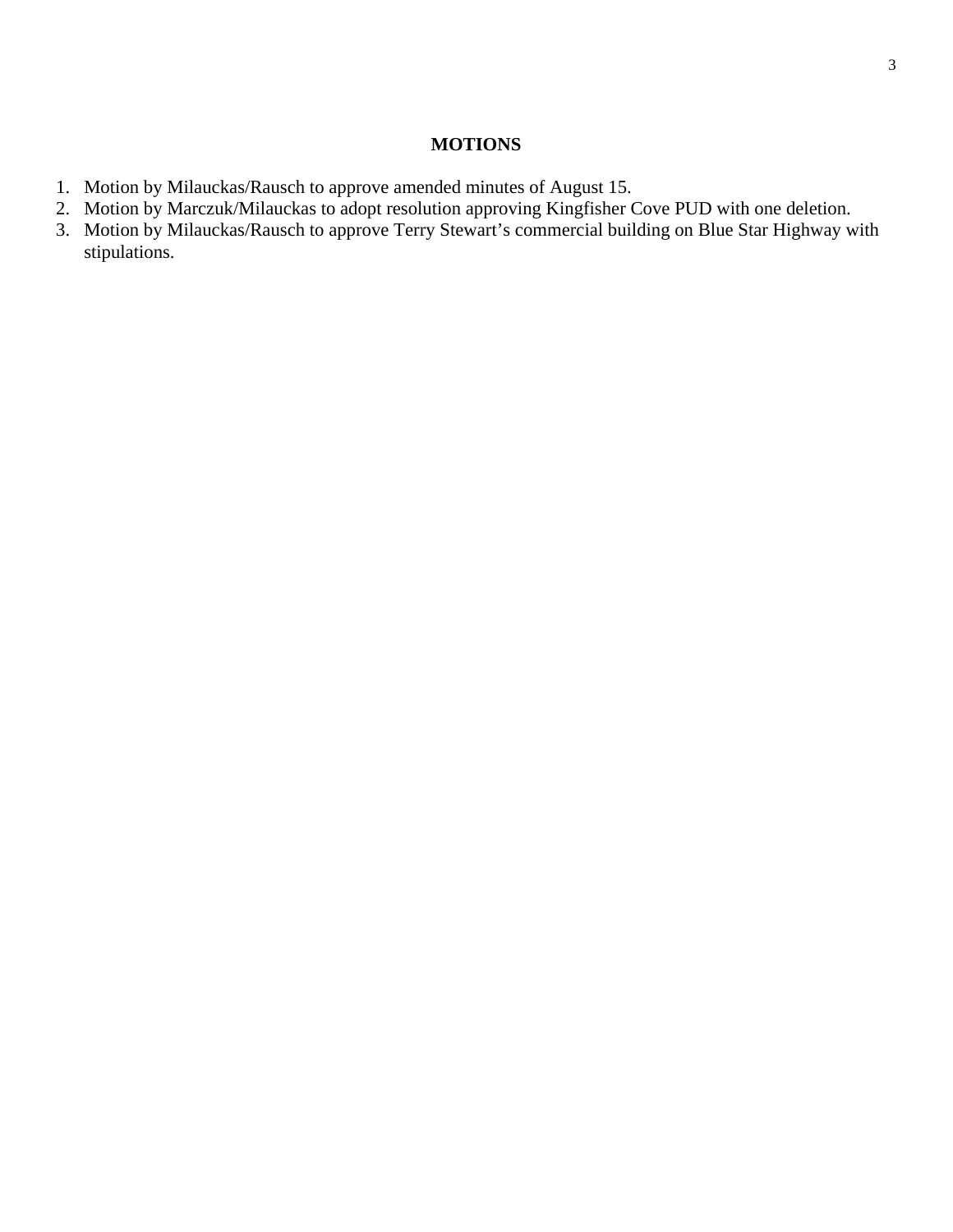## MOTIONS

1. Motion by Milauckas/Rausch to approve amended minutes of August 15.
2. Motion by Marczuk/Milauckas to adopt resolution approving Kingfisher Cove PUD with one deletion.
3. Motion by Milauckas/Rausch to approve Terry Stewart's commercial building on Blue Star Highway with stipulations.